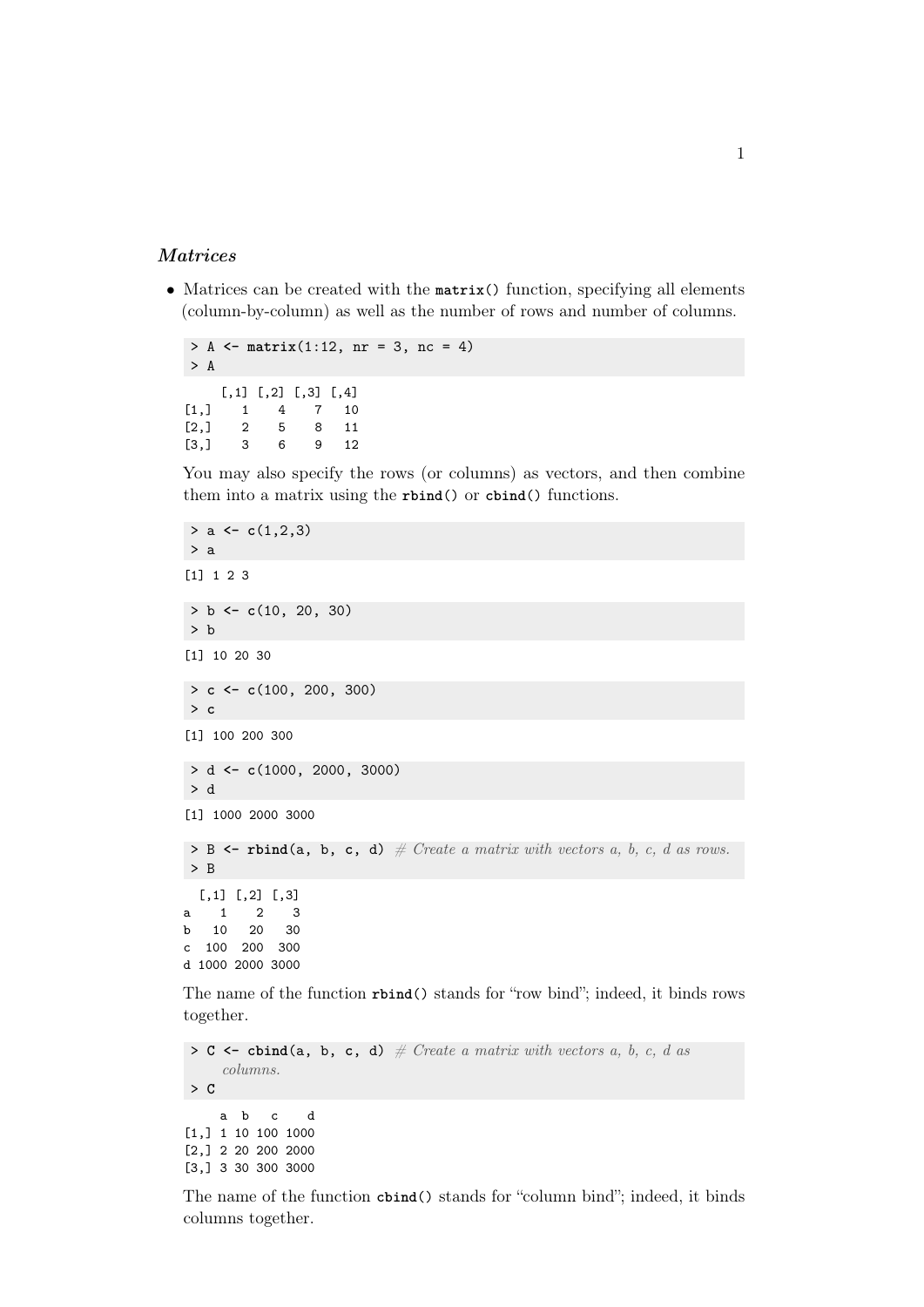### *Matrices*

- Matrices can be created with the `matrix()` function, specifying all elements (column-by-column) as well as the number of rows and number of columns.

```
> A <- matrix(1:12, nr = 3, nc = 4)
> A
```

```
     [,1] [,2] [,3] [,4]
[1,]    1    4    7   10
[2,]    2    5    8   11
[3,]    3    6    9   12
```

You may also specify the rows (or columns) as vectors, and then combine them into a matrix using the `rbind()` or `cbind()` functions.

```
> a <- c(1,2,3)
> a
```

```
[1] 1 2 3
```

```
> b <- c(10, 20, 30)
> b
```

```
[1] 10 20 30
```

```
> c <- c(100, 200, 300)
> c
```

```
[1] 100 200 300
```

```
> d <- c(1000, 2000, 3000)
> d
```

```
[1] 1000 2000 3000
```

```
> B <- rbind(a, b, c, d)  # Create a matrix with vectors a, b, c, d as rows.
> B
```

```
  [,1] [,2] [,3]
a    1    2    3
b   10   20   30
c  100  200  300
d 1000 2000 3000
```

The name of the function `rbind()` stands for "row bind"; indeed, it binds rows together.

```
> C <- cbind(a, b, c, d)  # Create a matrix with vectors a, b, c, d as
    columns.
> C
```

```
     a  b   c    d
[1,] 1 10 100 1000
[2,] 2 20 200 2000
[3,] 3 30 300 3000
```

The name of the function `cbind()` stands for "column bind"; indeed, it binds columns together.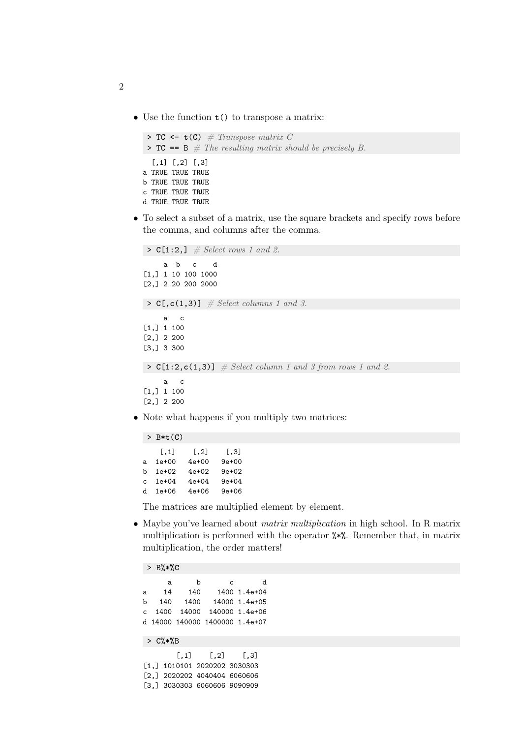- Use the function `t()` to transpose a matrix:

```
> TC <- t(C) # Transpose matrix C
> TC == B # The resulting matrix should be precisely B.
```

```
  [,1] [,2] [,3]
a TRUE TRUE TRUE
b TRUE TRUE TRUE
c TRUE TRUE TRUE
d TRUE TRUE TRUE
```

- To select a subset of a matrix, use the square brackets and specify rows before the comma, and columns after the comma.

```
> C[1:2,] # Select rows 1 and 2.
```

```
     a  b   c    d
[1,] 1 10 100 1000
[2,] 2 20 200 2000
```

```
> C[,c(1,3)] # Select columns 1 and 3.
```

```
     a   c
[1,] 1 100
[2,] 2 200
[3,] 3 300
```

```
> C[1:2,c(1,3)] # Select column 1 and 3 from rows 1 and 2.
```

```
     a   c
[1,] 1 100
[2,] 2 200
```

- Note what happens if you multiply two matrices:

```
> B*t(C)
```

```
   [,1]   [,2]   [,3]
a  1e+00  4e+00  9e+00
b  1e+02  4e+02  9e+02
c  1e+04  4e+04  9e+04
d  1e+06  4e+06  9e+06
```

The matrices are multiplied element by element.

- Maybe you've learned about *matrix multiplication* in high school. In R matrix multiplication is performed with the operator `%*%`. Remember that, in matrix multiplication, the order matters!

```
> B%*%C
```

```
      a      b       c       d
a    14    140    1400 1.4e+04
b   140   1400   14000 1.4e+05
c  1400  14000  140000 1.4e+06
d 14000 140000 1400000 1.4e+07
```

```
> C%*%B
```

```
        [,1]    [,2]    [,3]
[1,] 1010101 2020202 3030303
[2,] 2020202 4040404 6060606
[3,] 3030303 6060606 9090909
```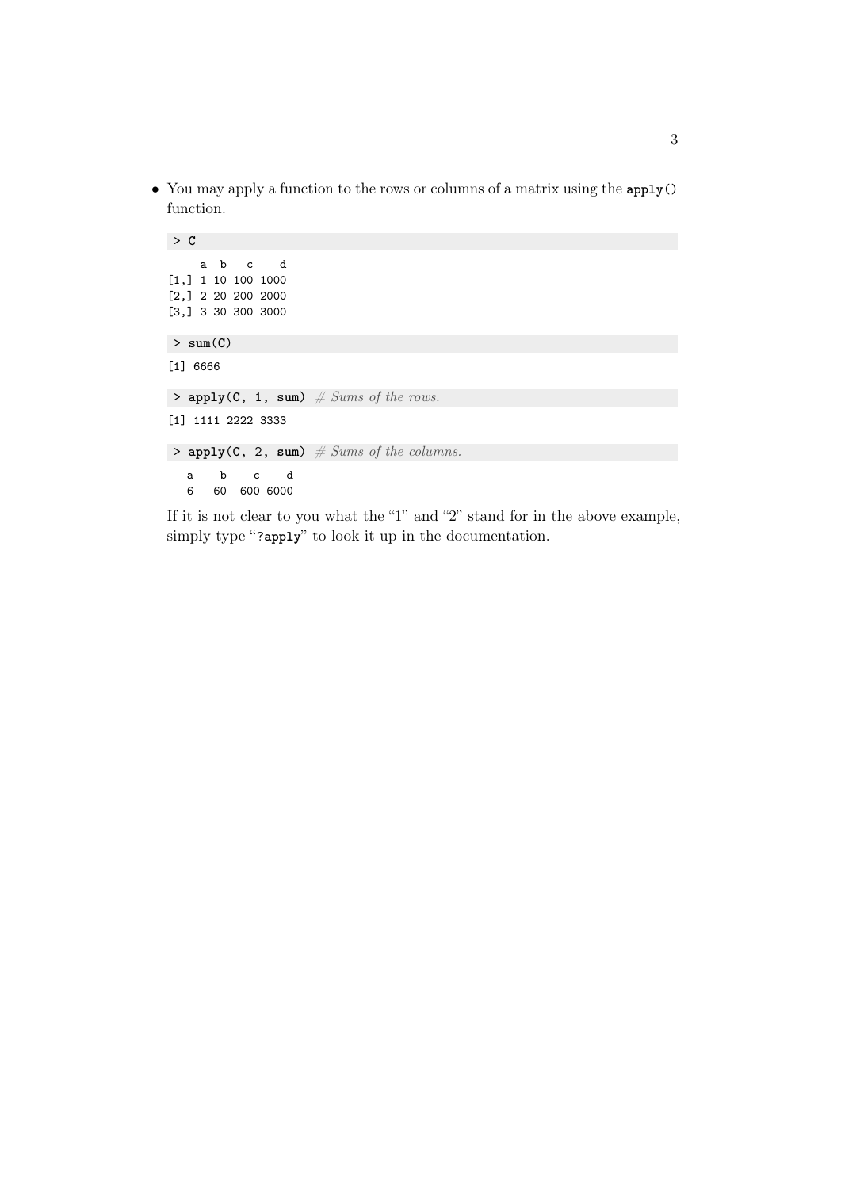- You may apply a function to the rows or columns of a matrix using the `apply()` function.

```
> C
     a  b   c    d
[1,] 1 10 100 1000
[2,] 2 20 200 2000
[3,] 3 30 300 3000
```

```
> sum(C)
[1] 6666
```

```
> apply(C, 1, sum)  # Sums of the rows.
[1] 1111 2222 3333
```

```
> apply(C, 2, sum)  # Sums of the columns.
   a    b    c    d
   6   60  600 6000
```

If it is not clear to you what the "1" and "2" stand for in the above example, simply type "`?apply`" to look it up in the documentation.